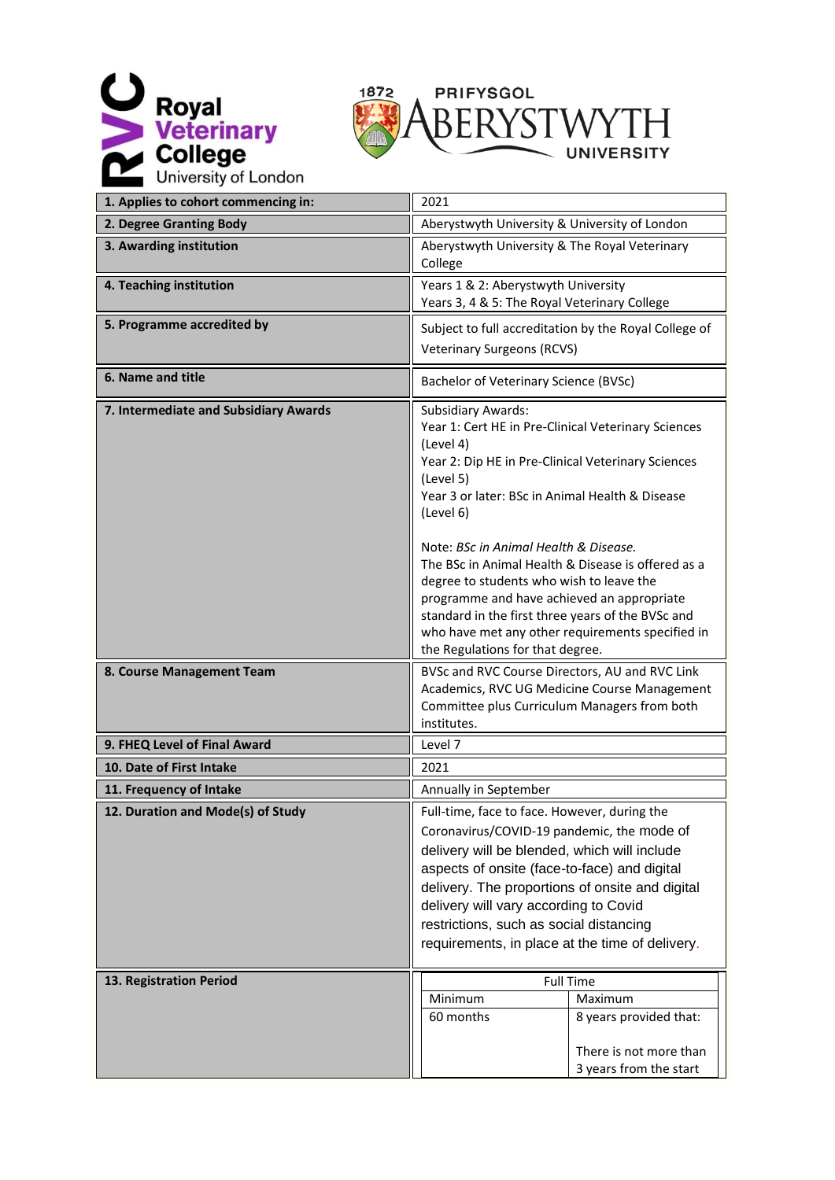Royal Veterinary College University of London

PRIFYSGOL ABERYSTWYTH UNIVERSITY

| 1. Applies to cohort commencing in: | 2021 |
|---|---|
| 2. Degree Granting Body | Aberystwyth University & University of London |
| 3. Awarding institution | Aberystwyth University & The Royal Veterinary College |
| 4. Teaching institution | Years 1 & 2: Aberystwyth University<br>Years 3, 4 & 5: The Royal Veterinary College |
| 5. Programme accredited by | Subject to full accreditation by the Royal College of Veterinary Surgeons (RCVS) |
| 6. Name and title | Bachelor of Veterinary Science (BVSc) |
| 7. Intermediate and Subsidiary Awards | Subsidiary Awards:<br>Year 1: Cert HE in Pre-Clinical Veterinary Sciences (Level 4)<br>Year 2: Dip HE in Pre-Clinical Veterinary Sciences (Level 5)<br>Year 3 or later: BSc in Animal Health & Disease (Level 6)<br><br>Note: *BSc in Animal Health & Disease.*<br>The BSc in Animal Health & Disease is offered as a degree to students who wish to leave the programme and have achieved an appropriate standard in the first three years of the BVSc and who have met any other requirements specified in the Regulations for that degree. |
| 8. Course Management Team | BVSc and RVC Course Directors, AU and RVC Link Academics, RVC UG Medicine Course Management Committee plus Curriculum Managers from both institutes. |
| 9. FHEQ Level of Final Award | Level 7 |
| 10. Date of First Intake | 2021 |
| 11. Frequency of Intake | Annually in September |
| 12. Duration and Mode(s) of Study | Full-time, face to face. However, during the Coronavirus/COVID-19 pandemic, the mode of delivery will be blended, which will include aspects of onsite (face-to-face) and digital delivery. The proportions of onsite and digital delivery will vary according to Covid restrictions, such as social distancing requirements, in place at the time of delivery. |
| 13. Registration Period | Full Time — Minimum: 60 months; Maximum: 8 years provided that:<br><br>There is not more than 3 years from the start |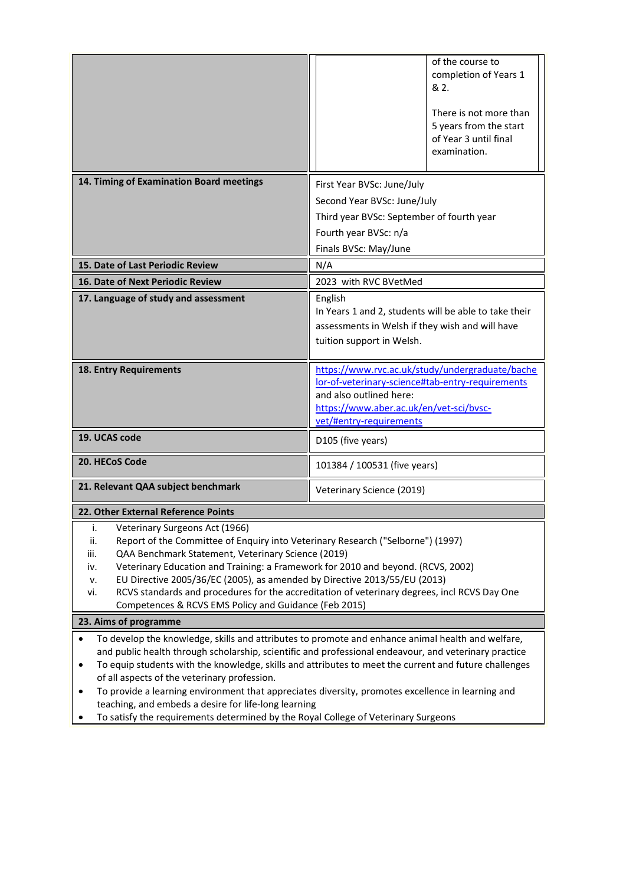| | | |
|---|---|---|
| | | of the course to completion of Years 1 & 2.<br><br>There is not more than 5 years from the start of Year 3 until final examination. |

| | |
|---|---|
| **14. Timing of Examination Board meetings** | First Year BVSc: June/July<br>Second Year BVSc: June/July<br>Third year BVSc: September of fourth year<br>Fourth year BVSc: n/a<br>Finals BVSc: May/June |
| **15. Date of Last Periodic Review** | N/A |
| **16. Date of Next Periodic Review** | 2023 with RVC BVetMed |
| **17. Language of study and assessment** | English<br>In Years 1 and 2, students will be able to take their assessments in Welsh if they wish and will have tuition support in Welsh. |
| **18. Entry Requirements** | https://www.rvc.ac.uk/study/undergraduate/bachelor-of-veterinary-science#tab-entry-requirements and also outlined here: https://www.aber.ac.uk/en/vet-sci/bvsc-vet/#entry-requirements |
| **19. UCAS code** | D105 (five years) |
| **20. HECoS Code** | 101384 / 100531 (five years) |
| **21. Relevant QAA subject benchmark** | Veterinary Science (2019) |

**22. Other External Reference Points**

i. Veterinary Surgeons Act (1966)
ii. Report of the Committee of Enquiry into Veterinary Research ("Selborne") (1997)
iii. QAA Benchmark Statement, Veterinary Science (2019)
iv. Veterinary Education and Training: a Framework for 2010 and beyond. (RCVS, 2002)
v. EU Directive 2005/36/EC (2005), as amended by Directive 2013/55/EU (2013)
vi. RCVS standards and procedures for the accreditation of veterinary degrees, incl RCVS Day One Competences & RCVS EMS Policy and Guidance (Feb 2015)

**23. Aims of programme**

- To develop the knowledge, skills and attributes to promote and enhance animal health and welfare, and public health through scholarship, scientific and professional endeavour, and veterinary practice
- To equip students with the knowledge, skills and attributes to meet the current and future challenges of all aspects of the veterinary profession.
- To provide a learning environment that appreciates diversity, promotes excellence in learning and teaching, and embeds a desire for life-long learning
- To satisfy the requirements determined by the Royal College of Veterinary Surgeons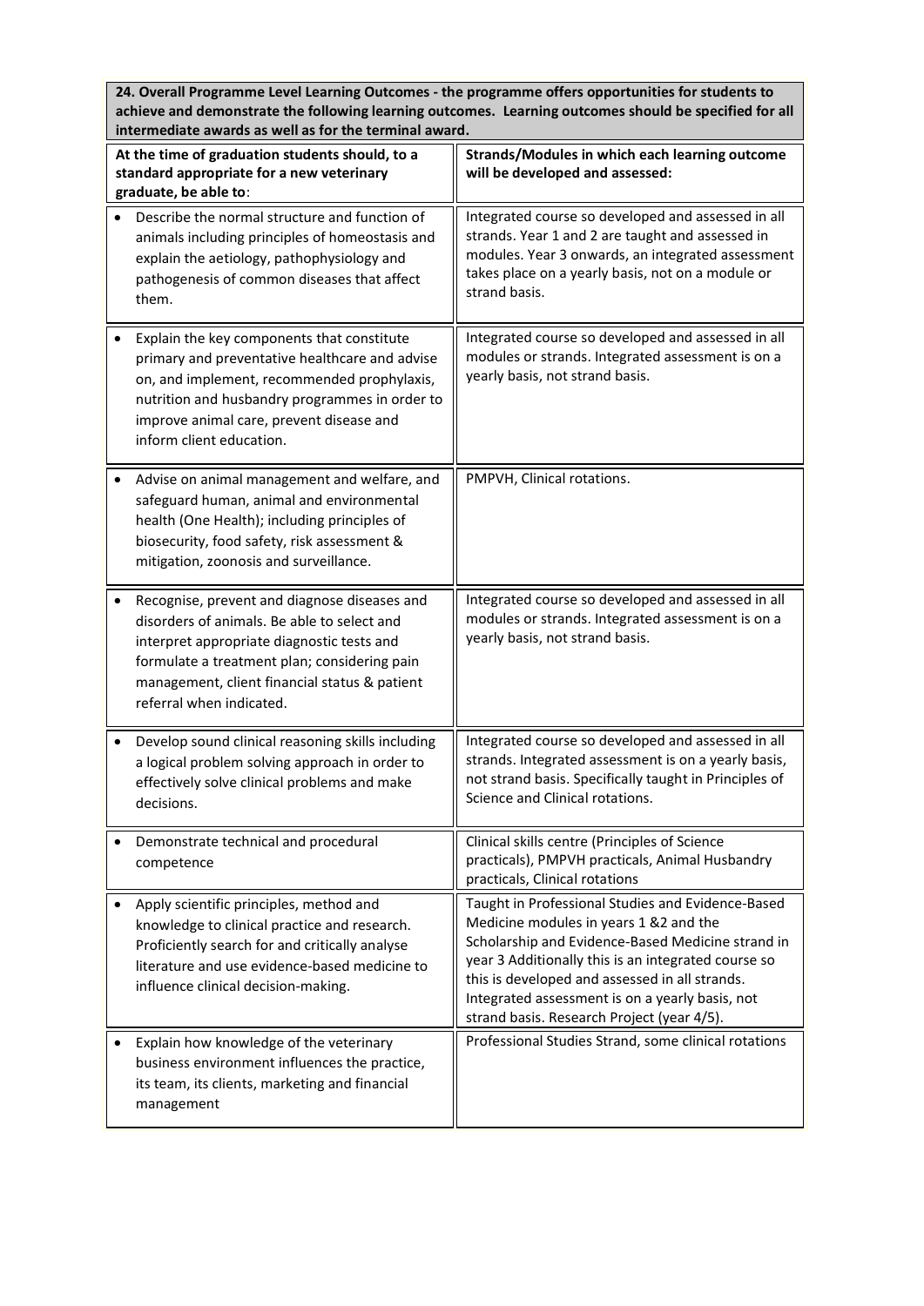**24. Overall Programme Level Learning Outcomes - the programme offers opportunities for students to achieve and demonstrate the following learning outcomes. Learning outcomes should be specified for all intermediate awards as well as for the terminal award.**

| **At the time of graduation students should, to a standard appropriate for a new veterinary graduate, be able to**: | **Strands/Modules in which each learning outcome will be developed and assessed:** |
|---|---|
| • Describe the normal structure and function of animals including principles of homeostasis and explain the aetiology, pathophysiology and pathogenesis of common diseases that affect them. | Integrated course so developed and assessed in all strands. Year 1 and 2 are taught and assessed in modules. Year 3 onwards, an integrated assessment takes place on a yearly basis, not on a module or strand basis. |
| • Explain the key components that constitute primary and preventative healthcare and advise on, and implement, recommended prophylaxis, nutrition and husbandry programmes in order to improve animal care, prevent disease and inform client education. | Integrated course so developed and assessed in all modules or strands. Integrated assessment is on a yearly basis, not strand basis. |
| • Advise on animal management and welfare, and safeguard human, animal and environmental health (One Health); including principles of biosecurity, food safety, risk assessment & mitigation, zoonosis and surveillance. | PMPVH, Clinical rotations. |
| • Recognise, prevent and diagnose diseases and disorders of animals. Be able to select and interpret appropriate diagnostic tests and formulate a treatment plan; considering pain management, client financial status & patient referral when indicated. | Integrated course so developed and assessed in all modules or strands. Integrated assessment is on a yearly basis, not strand basis. |
| • Develop sound clinical reasoning skills including a logical problem solving approach in order to effectively solve clinical problems and make decisions. | Integrated course so developed and assessed in all strands. Integrated assessment is on a yearly basis, not strand basis. Specifically taught in Principles of Science and Clinical rotations. |
| • Demonstrate technical and procedural competence | Clinical skills centre (Principles of Science practicals), PMPVH practicals, Animal Husbandry practicals, Clinical rotations |
| • Apply scientific principles, method and knowledge to clinical practice and research. Proficiently search for and critically analyse literature and use evidence-based medicine to influence clinical decision-making. | Taught in Professional Studies and Evidence-Based Medicine modules in years 1 &2 and the Scholarship and Evidence-Based Medicine strand in year 3 Additionally this is an integrated course so this is developed and assessed in all strands. Integrated assessment is on a yearly basis, not strand basis. Research Project (year 4/5). |
| • Explain how knowledge of the veterinary business environment influences the practice, its team, its clients, marketing and financial management | Professional Studies Strand, some clinical rotations |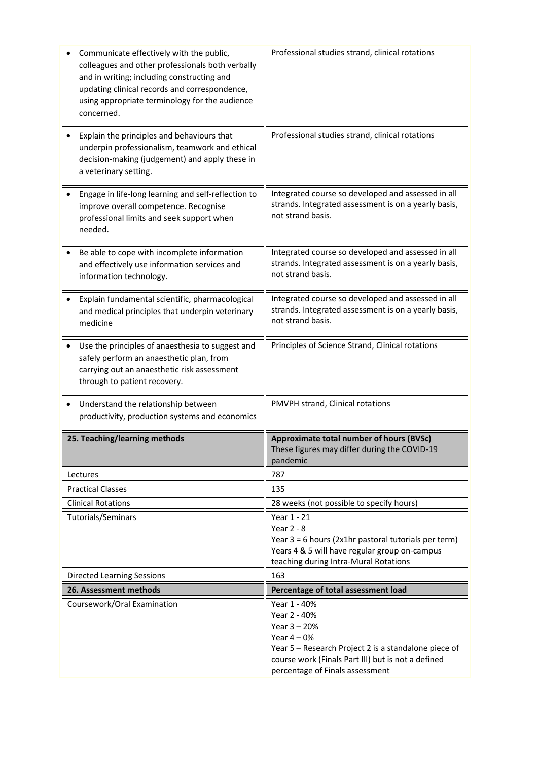| | |
|---|---|
| • Communicate effectively with the public, colleagues and other professionals both verbally and in writing; including constructing and updating clinical records and correspondence, using appropriate terminology for the audience concerned. | Professional studies strand, clinical rotations |
| • Explain the principles and behaviours that underpin professionalism, teamwork and ethical decision-making (judgement) and apply these in a veterinary setting. | Professional studies strand, clinical rotations |
| • Engage in life-long learning and self-reflection to improve overall competence. Recognise professional limits and seek support when needed. | Integrated course so developed and assessed in all strands. Integrated assessment is on a yearly basis, not strand basis. |
| • Be able to cope with incomplete information and effectively use information services and information technology. | Integrated course so developed and assessed in all strands. Integrated assessment is on a yearly basis, not strand basis. |
| • Explain fundamental scientific, pharmacological and medical principles that underpin veterinary medicine | Integrated course so developed and assessed in all strands. Integrated assessment is on a yearly basis, not strand basis. |
| • Use the principles of anaesthesia to suggest and safely perform an anaesthetic plan, from carrying out an anaesthetic risk assessment through to patient recovery. | Principles of Science Strand, Clinical rotations |
| • Understand the relationship between productivity, production systems and economics | PMVPH strand, Clinical rotations |

| **25. Teaching/learning methods** | **Approximate total number of hours (BVSc)** These figures may differ during the COVID-19 pandemic |
|---|---|
| Lectures | 787 |
| Practical Classes | 135 |
| Clinical Rotations | 28 weeks (not possible to specify hours) |
| Tutorials/Seminars | Year 1 - 21<br>Year 2 - 8<br>Year 3 = 6 hours (2x1hr pastoral tutorials per term)<br>Years 4 & 5 will have regular group on-campus teaching during Intra-Mural Rotations |
| Directed Learning Sessions | 163 |

| **26. Assessment methods** | **Percentage of total assessment load** |
|---|---|
| Coursework/Oral Examination | Year 1 - 40%<br>Year 2 - 40%<br>Year 3 – 20%<br>Year 4 – 0%<br>Year 5 – Research Project 2 is a standalone piece of course work (Finals Part III) but is not a defined percentage of Finals assessment |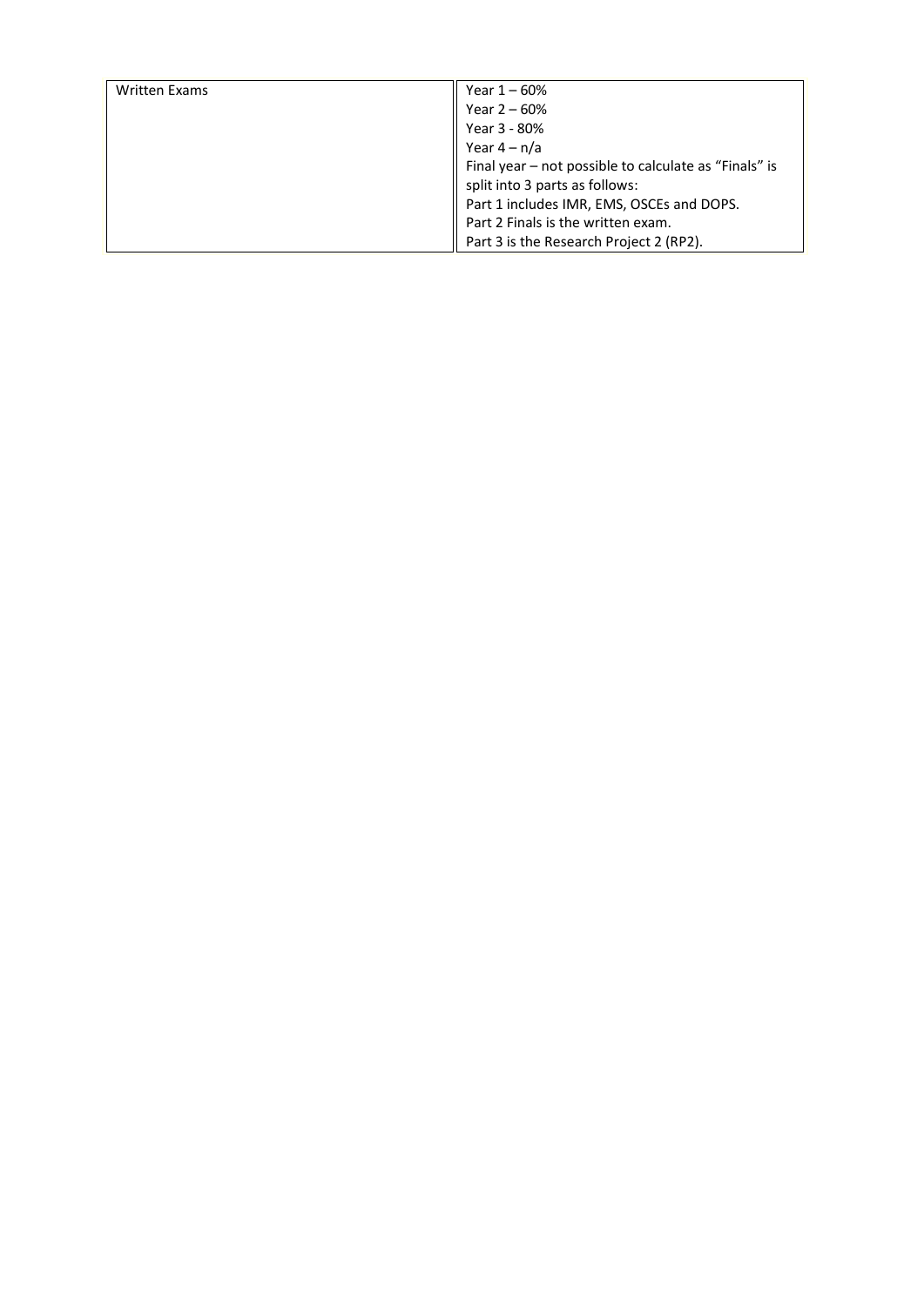| Written Exams | Year 1 – 60%<br>Year 2 – 60%<br>Year 3 - 80%<br>Year 4 – n/a<br>Final year – not possible to calculate as “Finals” is split into 3 parts as follows:<br>Part 1 includes IMR, EMS, OSCEs and DOPS.<br>Part 2 Finals is the written exam.<br>Part 3 is the Research Project 2 (RP2). |
|---|---|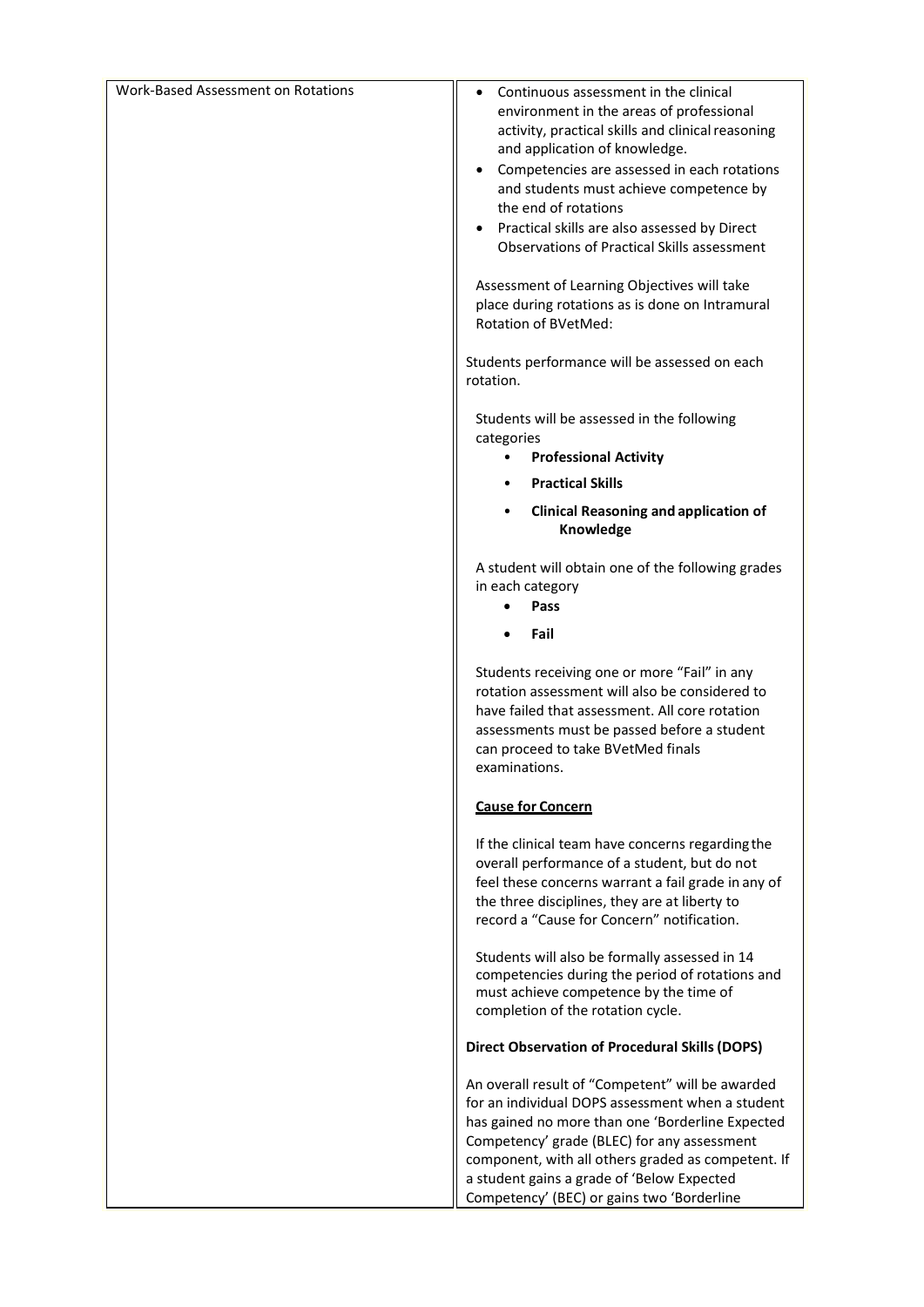| Work-Based Assessment on Rotations | • Continuous assessment in the clinical environment in the areas of professional activity, practical skills and clinical reasoning and application of knowledge.<br>• Competencies are assessed in each rotations and students must achieve competence by the end of rotations<br>• Practical skills are also assessed by Direct Observations of Practical Skills assessment<br><br>Assessment of Learning Objectives will take place during rotations as is done on Intramural Rotation of BVetMed:<br><br>Students performance will be assessed on each rotation.<br><br>Students will be assessed in the following categories<br>• **Professional Activity**<br>• **Practical Skills**<br>• **Clinical Reasoning and application of Knowledge**<br><br>A student will obtain one of the following grades in each category<br>• **Pass**<br>• **Fail**<br><br>Students receiving one or more "Fail" in any rotation assessment will also be considered to have failed that assessment. All core rotation assessments must be passed before a student can proceed to take BVetMed finals examinations.<br><br>**<u>Cause for Concern</u>**<br><br>If the clinical team have concerns regarding the overall performance of a student, but do not feel these concerns warrant a fail grade in any of the three disciplines, they are at liberty to record a "Cause for Concern" notification.<br><br>Students will also be formally assessed in 14 competencies during the period of rotations and must achieve competence by the time of completion of the rotation cycle.<br><br>**Direct Observation of Procedural Skills (DOPS)**<br><br>An overall result of "Competent" will be awarded for an individual DOPS assessment when a student has gained no more than one 'Borderline Expected Competency' grade (BLEC) for any assessment component, with all others graded as competent. If a student gains a grade of 'Below Expected Competency' (BEC) or gains two 'Borderline |
|---|---|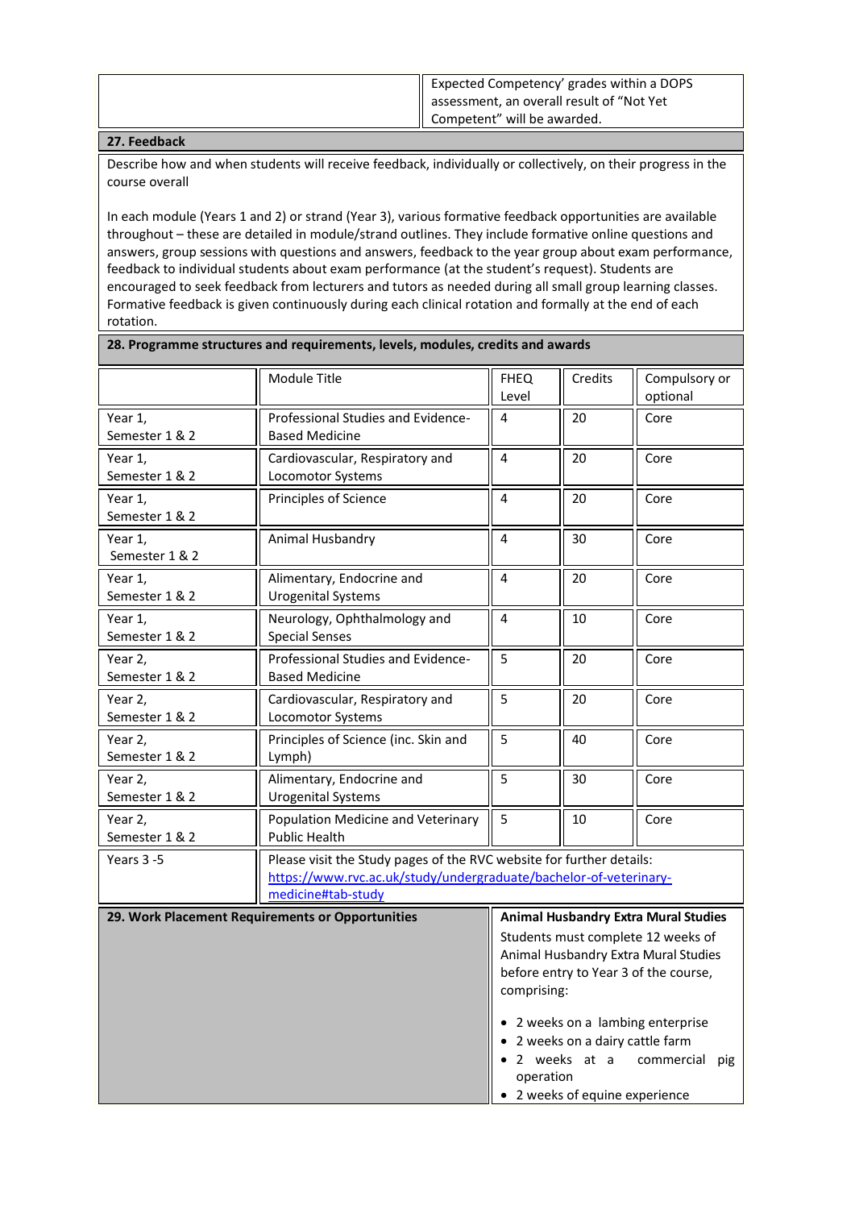| | Expected Competency' grades within a DOPS assessment, an overall result of "Not Yet Competent" will be awarded. |
|---|---|

## 27. Feedback

Describe how and when students will receive feedback, individually or collectively, on their progress in the course overall

In each module (Years 1 and 2) or strand (Year 3), various formative feedback opportunities are available throughout – these are detailed in module/strand outlines. They include formative online questions and answers, group sessions with questions and answers, feedback to the year group about exam performance, feedback to individual students about exam performance (at the student's request). Students are encouraged to seek feedback from lecturers and tutors as needed during all small group learning classes. Formative feedback is given continuously during each clinical rotation and formally at the end of each rotation.

## 28. Programme structures and requirements, levels, modules, credits and awards

| | Module Title | FHEQ Level | Credits | Compulsory or optional |
|---|---|---|---|---|
| Year 1, Semester 1 & 2 | Professional Studies and Evidence-Based Medicine | 4 | 20 | Core |
| Year 1, Semester 1 & 2 | Cardiovascular, Respiratory and Locomotor Systems | 4 | 20 | Core |
| Year 1, Semester 1 & 2 | Principles of Science | 4 | 20 | Core |
| Year 1, Semester 1 & 2 | Animal Husbandry | 4 | 30 | Core |
| Year 1, Semester 1 & 2 | Alimentary, Endocrine and Urogenital Systems | 4 | 20 | Core |
| Year 1, Semester 1 & 2 | Neurology, Ophthalmology and Special Senses | 4 | 10 | Core |
| Year 2, Semester 1 & 2 | Professional Studies and Evidence-Based Medicine | 5 | 20 | Core |
| Year 2, Semester 1 & 2 | Cardiovascular, Respiratory and Locomotor Systems | 5 | 20 | Core |
| Year 2, Semester 1 & 2 | Principles of Science (inc. Skin and Lymph) | 5 | 40 | Core |
| Year 2, Semester 1 & 2 | Alimentary, Endocrine and Urogenital Systems | 5 | 30 | Core |
| Year 2, Semester 1 & 2 | Population Medicine and Veterinary Public Health | 5 | 10 | Core |
| Years 3 -5 | Please visit the Study pages of the RVC website for further details: https://www.rvc.ac.uk/study/undergraduate/bachelor-of-veterinary-medicine#tab-study | | | |

| 29. Work Placement Requirements or Opportunities | **Animal Husbandry Extra Mural Studies**<br>Students must complete 12 weeks of Animal Husbandry Extra Mural Studies before entry to Year 3 of the course, comprising:<br>• 2 weeks on a lambing enterprise<br>• 2 weeks on a dairy cattle farm<br>• 2 weeks at a commercial pig operation<br>• 2 weeks of equine experience |
|---|---|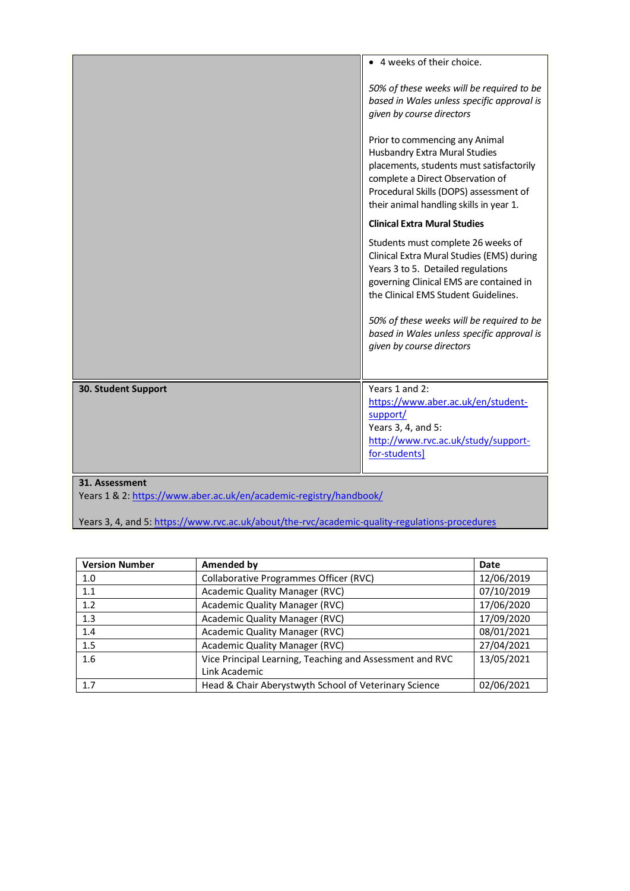| | |
|---|---|
| | • 4 weeks of their choice.<br><br>*50% of these weeks will be required to be based in Wales unless specific approval is given by course directors*<br><br>Prior to commencing any Animal Husbandry Extra Mural Studies placements, students must satisfactorily complete a Direct Observation of Procedural Skills (DOPS) assessment of their animal handling skills in year 1.<br><br>**Clinical Extra Mural Studies**<br><br>Students must complete 26 weeks of Clinical Extra Mural Studies (EMS) during Years 3 to 5. Detailed regulations governing Clinical EMS are contained in the Clinical EMS Student Guidelines.<br><br>*50% of these weeks will be required to be based in Wales unless specific approval is given by course directors* |
| **30. Student Support** | Years 1 and 2: https://www.aber.ac.uk/en/student-support/<br>Years 3, 4, and 5: http://www.rvc.ac.uk/study/support-for-students] |

**31. Assessment**

Years 1 & 2: https://www.aber.ac.uk/en/academic-registry/handbook/

Years 3, 4, and 5: https://www.rvc.ac.uk/about/the-rvc/academic-quality-regulations-procedures

| Version Number | Amended by | Date |
|---|---|---|
| 1.0 | Collaborative Programmes Officer (RVC) | 12/06/2019 |
| 1.1 | Academic Quality Manager (RVC) | 07/10/2019 |
| 1.2 | Academic Quality Manager (RVC) | 17/06/2020 |
| 1.3 | Academic Quality Manager (RVC) | 17/09/2020 |
| 1.4 | Academic Quality Manager (RVC) | 08/01/2021 |
| 1.5 | Academic Quality Manager (RVC) | 27/04/2021 |
| 1.6 | Vice Principal Learning, Teaching and Assessment and RVC Link Academic | 13/05/2021 |
| 1.7 | Head & Chair Aberystwyth School of Veterinary Science | 02/06/2021 |